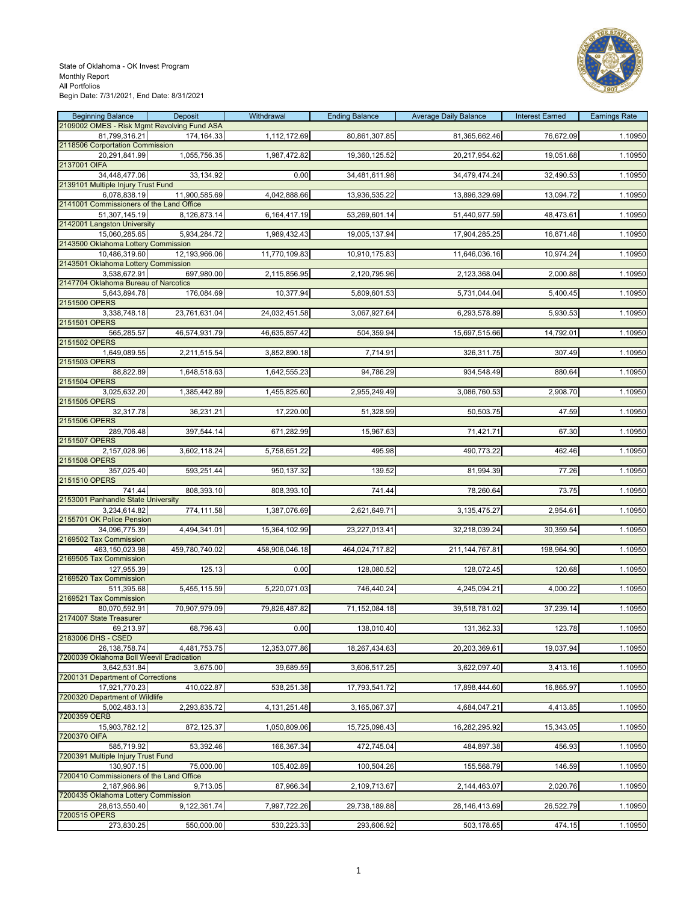State of Oklahoma - OK Invest Program
Monthly Report
All Portfolios
Begin Date: 7/31/2021, End Date: 8/31/2021

| Beginning Balance | Deposit | Withdrawal | Ending Balance | Average Daily Balance | Interest Earned | Earnings Rate |
|---|---|---|---|---|---|---|
| 2109002 OMES - Risk Mgmt Revolving Fund ASA | | | | | | |
| 81,799,316.21 | 174,164.33 | 1,112,172.69 | 80,861,307.85 | 81,365,662.46 | 76,672.09 | 1.10950 |
| 2118506 Corportation Commission | | | | | | |
| 20,291,841.99 | 1,055,756.35 | 1,987,472.82 | 19,360,125.52 | 20,217,954.62 | 19,051.68 | 1.10950 |
| 2137001 OIFA | | | | | | |
| 34,448,477.06 | 33,134.92 | 0.00 | 34,481,611.98 | 34,479,474.24 | 32,490.53 | 1.10950 |
| 2139101 Multiple Injury Trust Fund | | | | | | |
| 6,078,838.19 | 11,900,585.69 | 4,042,888.66 | 13,936,535.22 | 13,896,329.69 | 13,094.72 | 1.10950 |
| 2141001 Commissioners of the Land Office | | | | | | |
| 51,307,145.19 | 8,126,873.14 | 6,164,417.19 | 53,269,601.14 | 51,440,977.59 | 48,473.61 | 1.10950 |
| 2142001 Langston University | | | | | | |
| 15,060,285.65 | 5,934,284.72 | 1,989,432.43 | 19,005,137.94 | 17,904,285.25 | 16,871.48 | 1.10950 |
| 2143500 Oklahoma Lottery Commission | | | | | | |
| 10,486,319.60 | 12,193,966.06 | 11,770,109.83 | 10,910,175.83 | 11,646,036.16 | 10,974.24 | 1.10950 |
| 2143501 Oklahoma Lottery Commission | | | | | | |
| 3,538,672.91 | 697,980.00 | 2,115,856.95 | 2,120,795.96 | 2,123,368.04 | 2,000.88 | 1.10950 |
| 2147704 Oklahoma Bureau of Narcotics | | | | | | |
| 5,643,894.78 | 176,084.69 | 10,377.94 | 5,809,601.53 | 5,731,044.04 | 5,400.45 | 1.10950 |
| 2151500 OPERS | | | | | | |
| 3,338,748.18 | 23,761,631.04 | 24,032,451.58 | 3,067,927.64 | 6,293,578.89 | 5,930.53 | 1.10950 |
| 2151501 OPERS | | | | | | |
| 565,285.57 | 46,574,931.79 | 46,635,857.42 | 504,359.94 | 15,697,515.66 | 14,792.01 | 1.10950 |
| 2151502 OPERS | | | | | | |
| 1,649,089.55 | 2,211,515.54 | 3,852,890.18 | 7,714.91 | 326,311.75 | 307.49 | 1.10950 |
| 2151503 OPERS | | | | | | |
| 88,822.89 | 1,648,518.63 | 1,642,555.23 | 94,786.29 | 934,548.49 | 880.64 | 1.10950 |
| 2151504 OPERS | | | | | | |
| 3,025,632.20 | 1,385,442.89 | 1,455,825.60 | 2,955,249.49 | 3,086,760.53 | 2,908.70 | 1.10950 |
| 2151505 OPERS | | | | | | |
| 32,317.78 | 36,231.21 | 17,220.00 | 51,328.99 | 50,503.75 | 47.59 | 1.10950 |
| 2151506 OPERS | | | | | | |
| 289,706.48 | 397,544.14 | 671,282.99 | 15,967.63 | 71,421.71 | 67.30 | 1.10950 |
| 2151507 OPERS | | | | | | |
| 2,157,028.96 | 3,602,118.24 | 5,758,651.22 | 495.98 | 490,773.22 | 462.46 | 1.10950 |
| 2151508 OPERS | | | | | | |
| 357,025.40 | 593,251.44 | 950,137.32 | 139.52 | 81,994.39 | 77.26 | 1.10950 |
| 2151510 OPERS | | | | | | |
| 741.44 | 808,393.10 | 808,393.10 | 741.44 | 78,260.64 | 73.75 | 1.10950 |
| 2153001 Panhandle State University | | | | | | |
| 3,234,614.82 | 774,111.58 | 1,387,076.69 | 2,621,649.71 | 3,135,475.27 | 2,954.61 | 1.10950 |
| 2155701 OK Police Pension | | | | | | |
| 34,096,775.39 | 4,494,341.01 | 15,364,102.99 | 23,227,013.41 | 32,218,039.24 | 30,359.54 | 1.10950 |
| 2169502 Tax Commission | | | | | | |
| 463,150,023.98 | 459,780,740.02 | 458,906,046.18 | 464,024,717.82 | 211,144,767.81 | 198,964.90 | 1.10950 |
| 2169505 Tax Commission | | | | | | |
| 127,955.39 | 125.13 | 0.00 | 128,080.52 | 128,072.45 | 120.68 | 1.10950 |
| 2169520 Tax Commission | | | | | | |
| 511,395.68 | 5,455,115.59 | 5,220,071.03 | 746,440.24 | 4,245,094.21 | 4,000.22 | 1.10950 |
| 2169521 Tax Commission | | | | | | |
| 80,070,592.91 | 70,907,979.09 | 79,826,487.82 | 71,152,084.18 | 39,518,781.02 | 37,239.14 | 1.10950 |
| 2174007 State Treasurer | | | | | | |
| 69,213.97 | 68,796.43 | 0.00 | 138,010.40 | 131,362.33 | 123.78 | 1.10950 |
| 2183006 DHS - CSED | | | | | | |
| 26,138,758.74 | 4,481,753.75 | 12,353,077.86 | 18,267,434.63 | 20,203,369.61 | 19,037.94 | 1.10950 |
| 7200039 Oklahoma Boll Weevil Eradication | | | | | | |
| 3,642,531.84 | 3,675.00 | 39,689.59 | 3,606,517.25 | 3,622,097.40 | 3,413.16 | 1.10950 |
| 7200131 Department of Corrections | | | | | | |
| 17,921,770.23 | 410,022.87 | 538,251.38 | 17,793,541.72 | 17,898,444.60 | 16,865.97 | 1.10950 |
| 7200320 Department of Wildlife | | | | | | |
| 5,002,483.13 | 2,293,835.72 | 4,131,251.48 | 3,165,067.37 | 4,684,047.21 | 4,413.85 | 1.10950 |
| 7200359 OERB | | | | | | |
| 15,903,782.12 | 872,125.37 | 1,050,809.06 | 15,725,098.43 | 16,282,295.92 | 15,343.05 | 1.10950 |
| 7200370 OIFA | | | | | | |
| 585,719.92 | 53,392.46 | 166,367.34 | 472,745.04 | 484,897.38 | 456.93 | 1.10950 |
| 7200391 Multiple Injury Trust Fund | | | | | | |
| 130,907.15 | 75,000.00 | 105,402.89 | 100,504.26 | 155,568.79 | 146.59 | 1.10950 |
| 7200410 Commissioners of the Land Office | | | | | | |
| 2,187,966.96 | 9,713.05 | 87,966.34 | 2,109,713.67 | 2,144,463.07 | 2,020.76 | 1.10950 |
| 7200435 Oklahoma Lottery Commission | | | | | | |
| 28,613,550.40 | 9,122,361.74 | 7,997,722.26 | 29,738,189.88 | 28,146,413.69 | 26,522.79 | 1.10950 |
| 7200515 OPERS | | | | | | |
| 273,830.25 | 550,000.00 | 530,223.33 | 293,606.92 | 503,178.65 | 474.15 | 1.10950 |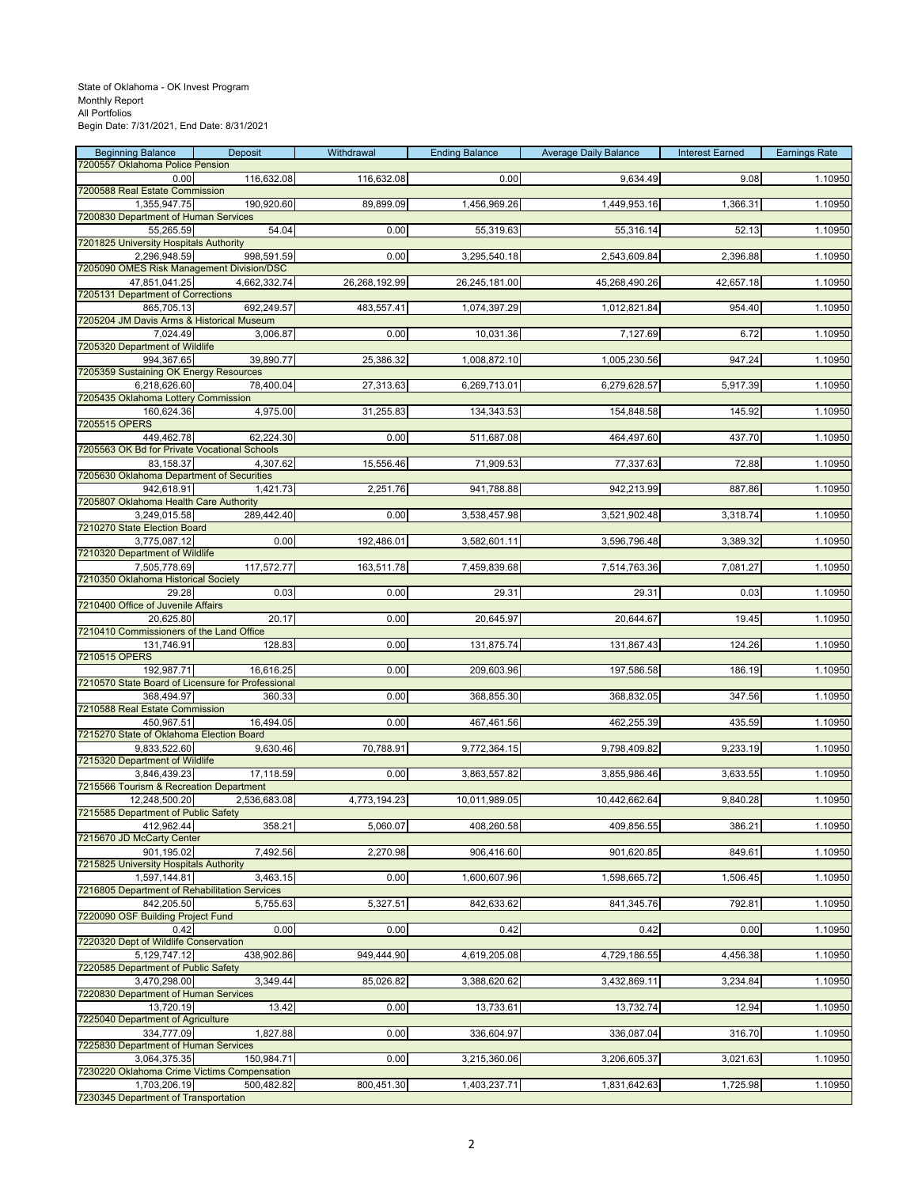State of Oklahoma - OK Invest Program
Monthly Report
All Portfolios
Begin Date: 7/31/2021, End Date: 8/31/2021

| Beginning Balance | Deposit | Withdrawal | Ending Balance | Average Daily Balance | Interest Earned | Earnings Rate |
|---|---|---|---|---|---|---|
| 7200557 Oklahoma Police Pension | | | | | | |
| 0.00 | 116,632.08 | 116,632.08 | 0.00 | 9,634.49 | 9.08 | 1.10950 |
| 7200588 Real Estate Commission | | | | | | |
| 1,355,947.75 | 190,920.60 | 89,899.09 | 1,456,969.26 | 1,449,953.16 | 1,366.31 | 1.10950 |
| 7200830 Department of Human Services | | | | | | |
| 55,265.59 | 54.04 | 0.00 | 55,319.63 | 55,316.14 | 52.13 | 1.10950 |
| 7201825 University Hospitals Authority | | | | | | |
| 2,296,948.59 | 998,591.59 | 0.00 | 3,295,540.18 | 2,543,609.84 | 2,396.88 | 1.10950 |
| 7205090 OMES Risk Management Division/DSC | | | | | | |
| 47,851,041.25 | 4,662,332.74 | 26,268,192.99 | 26,245,181.00 | 45,268,490.26 | 42,657.18 | 1.10950 |
| 7205131 Department of Corrections | | | | | | |
| 865,705.13 | 692,249.57 | 483,557.41 | 1,074,397.29 | 1,012,821.84 | 954.40 | 1.10950 |
| 7205204 JM Davis Arms & Historical Museum | | | | | | |
| 7,024.49 | 3,006.87 | 0.00 | 10,031.36 | 7,127.69 | 6.72 | 1.10950 |
| 7205320 Department of Wildlife | | | | | | |
| 994,367.65 | 39,890.77 | 25,386.32 | 1,008,872.10 | 1,005,230.56 | 947.24 | 1.10950 |
| 7205359 Sustaining OK Energy Resources | | | | | | |
| 6,218,626.60 | 78,400.04 | 27,313.63 | 6,269,713.01 | 6,279,628.57 | 5,917.39 | 1.10950 |
| 7205435 Oklahoma Lottery Commission | | | | | | |
| 160,624.36 | 4,975.00 | 31,255.83 | 134,343.53 | 154,848.58 | 145.92 | 1.10950 |
| 7205515 OPERS | | | | | | |
| 449,462.78 | 62,224.30 | 0.00 | 511,687.08 | 464,497.60 | 437.70 | 1.10950 |
| 7205563 OK Bd for Private Vocational Schools | | | | | | |
| 83,158.37 | 4,307.62 | 15,556.46 | 71,909.53 | 77,337.63 | 72.88 | 1.10950 |
| 7205630 Oklahoma Department of Securities | | | | | | |
| 942,618.91 | 1,421.73 | 2,251.76 | 941,788.88 | 942,213.99 | 887.86 | 1.10950 |
| 7205807 Oklahoma Health Care Authority | | | | | | |
| 3,249,015.58 | 289,442.40 | 0.00 | 3,538,457.98 | 3,521,902.48 | 3,318.74 | 1.10950 |
| 7210270 State Election Board | | | | | | |
| 3,775,087.12 | 0.00 | 192,486.01 | 3,582,601.11 | 3,596,796.48 | 3,389.32 | 1.10950 |
| 7210320 Department of Wildlife | | | | | | |
| 7,505,778.69 | 117,572.77 | 163,511.78 | 7,459,839.68 | 7,514,763.36 | 7,081.27 | 1.10950 |
| 7210350 Oklahoma Historical Society | | | | | | |
| 29.28 | 0.03 | 0.00 | 29.31 | 29.31 | 0.03 | 1.10950 |
| 7210400 Office of Juvenile Affairs | | | | | | |
| 20,625.80 | 20.17 | 0.00 | 20,645.97 | 20,644.67 | 19.45 | 1.10950 |
| 7210410 Commissioners of the Land Office | | | | | | |
| 131,746.91 | 128.83 | 0.00 | 131,875.74 | 131,867.43 | 124.26 | 1.10950 |
| 7210515 OPERS | | | | | | |
| 192,987.71 | 16,616.25 | 0.00 | 209,603.96 | 197,586.58 | 186.19 | 1.10950 |
| 7210570 State Board of Licensure for Professional | | | | | | |
| 368,494.97 | 360.33 | 0.00 | 368,855.30 | 368,832.05 | 347.56 | 1.10950 |
| 7210588 Real Estate Commission | | | | | | |
| 450,967.51 | 16,494.05 | 0.00 | 467,461.56 | 462,255.39 | 435.59 | 1.10950 |
| 7215270 State of Oklahoma Election Board | | | | | | |
| 9,833,522.60 | 9,630.46 | 70,788.91 | 9,772,364.15 | 9,798,409.82 | 9,233.19 | 1.10950 |
| 7215320 Department of Wildlife | | | | | | |
| 3,846,439.23 | 17,118.59 | 0.00 | 3,863,557.82 | 3,855,986.46 | 3,633.55 | 1.10950 |
| 7215566 Tourism & Recreation Department | | | | | | |
| 12,248,500.20 | 2,536,683.08 | 4,773,194.23 | 10,011,989.05 | 10,442,662.64 | 9,840.28 | 1.10950 |
| 7215585 Department of Public Safety | | | | | | |
| 412,962.44 | 358.21 | 5,060.07 | 408,260.58 | 409,856.55 | 386.21 | 1.10950 |
| 7215670 JD McCarty Center | | | | | | |
| 901,195.02 | 7,492.56 | 2,270.98 | 906,416.60 | 901,620.85 | 849.61 | 1.10950 |
| 7215825 University Hospitals Authority | | | | | | |
| 1,597,144.81 | 3,463.15 | 0.00 | 1,600,607.96 | 1,598,665.72 | 1,506.45 | 1.10950 |
| 7216805 Department of Rehabilitation Services | | | | | | |
| 842,205.50 | 5,755.63 | 5,327.51 | 842,633.62 | 841,345.76 | 792.81 | 1.10950 |
| 7220090 OSF Building Project Fund | | | | | | |
| 0.42 | 0.00 | 0.00 | 0.42 | 0.42 | 0.00 | 1.10950 |
| 7220320 Dept of Wildlife Conservation | | | | | | |
| 5,129,747.12 | 438,902.86 | 949,444.90 | 4,619,205.08 | 4,729,186.55 | 4,456.38 | 1.10950 |
| 7220585 Department of Public Safety | | | | | | |
| 3,470,298.00 | 3,349.44 | 85,026.82 | 3,388,620.62 | 3,432,869.11 | 3,234.84 | 1.10950 |
| 7220830 Department of Human Services | | | | | | |
| 13,720.19 | 13.42 | 0.00 | 13,733.61 | 13,732.74 | 12.94 | 1.10950 |
| 7225040 Department of Agriculture | | | | | | |
| 334,777.09 | 1,827.88 | 0.00 | 336,604.97 | 336,087.04 | 316.70 | 1.10950 |
| 7225830 Department of Human Services | | | | | | |
| 3,064,375.35 | 150,984.71 | 0.00 | 3,215,360.06 | 3,206,605.37 | 3,021.63 | 1.10950 |
| 7230220 Oklahoma Crime Victims Compensation | | | | | | |
| 1,703,206.19 | 500,482.82 | 800,451.30 | 1,403,237.71 | 1,831,642.63 | 1,725.98 | 1.10950 |
| 7230345 Department of Transportation | | | | | | |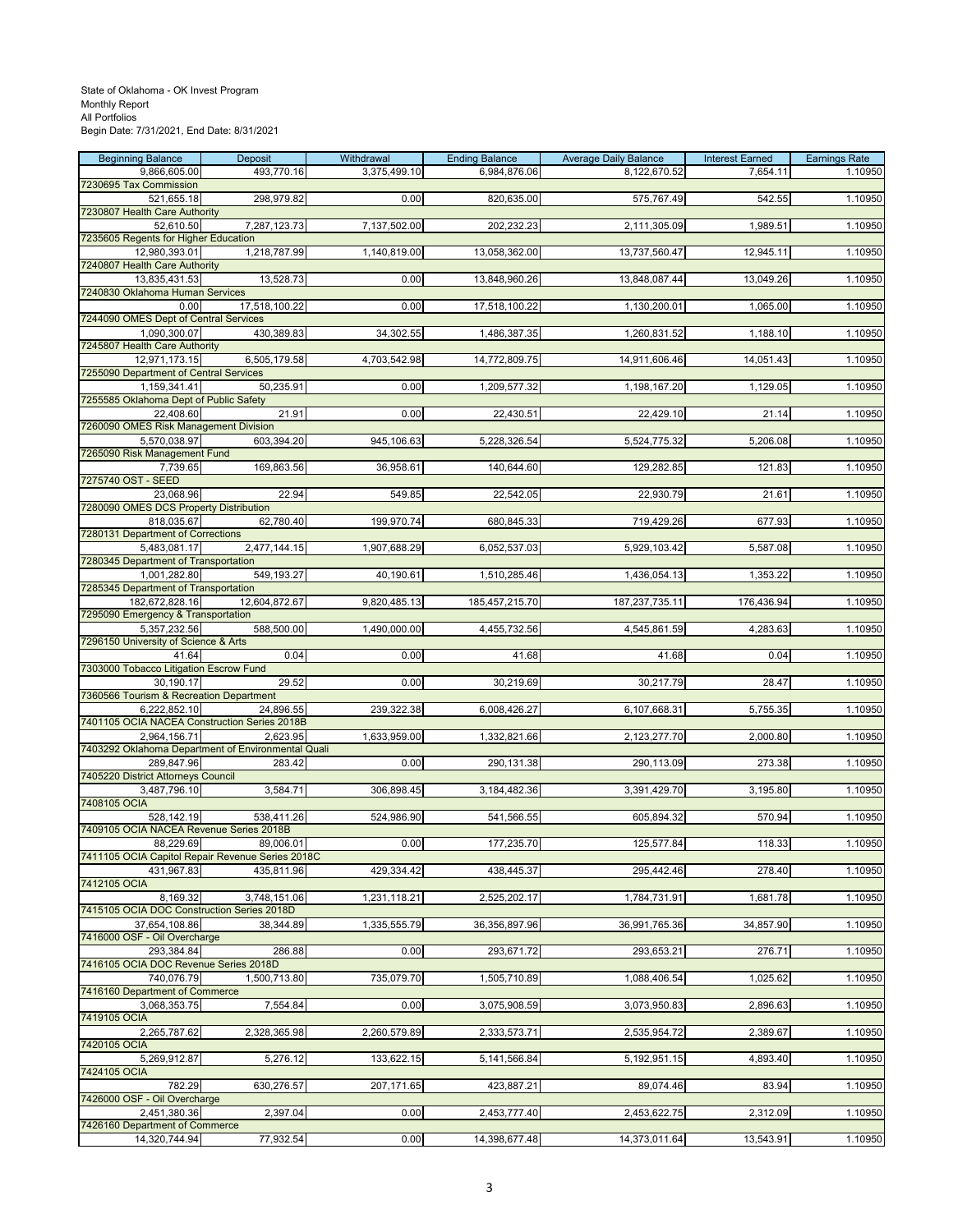State of Oklahoma - OK Invest Program
Monthly Report
All Portfolios
Begin Date: 7/31/2021, End Date: 8/31/2021

| Beginning Balance | Deposit | Withdrawal | Ending Balance | Average Daily Balance | Interest Earned | Earnings Rate |
|---|---|---|---|---|---|---|
| 9,866,605.00 | 493,770.16 | 3,375,499.10 | 6,984,876.06 | 8,122,670.52 | 7,654.11 | 1.10950 |
| 7230695 Tax Commission | | | | | | |
| 521,655.18 | 298,979.82 | 0.00 | 820,635.00 | 575,767.49 | 542.55 | 1.10950 |
| 7230807 Health Care Authority | | | | | | |
| 52,610.50 | 7,287,123.73 | 7,137,502.00 | 202,232.23 | 2,111,305.09 | 1,989.51 | 1.10950 |
| 7235605 Regents for Higher Education | | | | | | |
| 12,980,393.01 | 1,218,787.99 | 1,140,819.00 | 13,058,362.00 | 13,737,560.47 | 12,945.11 | 1.10950 |
| 7240807 Health Care Authority | | | | | | |
| 13,835,431.53 | 13,528.73 | 0.00 | 13,848,960.26 | 13,848,087.44 | 13,049.26 | 1.10950 |
| 7240830 Oklahoma Human Services | | | | | | |
| 0.00 | 17,518,100.22 | 0.00 | 17,518,100.22 | 1,130,200.01 | 1,065.00 | 1.10950 |
| 7244090 OMES Dept of Central Services | | | | | | |
| 1,090,300.07 | 430,389.83 | 34,302.55 | 1,486,387.35 | 1,260,831.52 | 1,188.10 | 1.10950 |
| 7245807 Health Care Authority | | | | | | |
| 12,971,173.15 | 6,505,179.58 | 4,703,542.98 | 14,772,809.75 | 14,911,606.46 | 14,051.43 | 1.10950 |
| 7255090 Department of Central Services | | | | | | |
| 1,159,341.41 | 50,235.91 | 0.00 | 1,209,577.32 | 1,198,167.20 | 1,129.05 | 1.10950 |
| 7255585 Oklahoma Dept of Public Safety | | | | | | |
| 22,408.60 | 21.91 | 0.00 | 22,430.51 | 22,429.10 | 21.14 | 1.10950 |
| 7260090 OMES Risk Management Division | | | | | | |
| 5,570,038.97 | 603,394.20 | 945,106.63 | 5,228,326.54 | 5,524,775.32 | 5,206.08 | 1.10950 |
| 7265090 Risk Management Fund | | | | | | |
| 7,739.65 | 169,863.56 | 36,958.61 | 140,644.60 | 129,282.85 | 121.83 | 1.10950 |
| 7275740 OST - SEED | | | | | | |
| 23,068.96 | 22.94 | 549.85 | 22,542.05 | 22,930.79 | 21.61 | 1.10950 |
| 7280090 OMES DCS Property Distribution | | | | | | |
| 818,035.67 | 62,780.40 | 199,970.74 | 680,845.33 | 719,429.26 | 677.93 | 1.10950 |
| 7280131 Department of Corrections | | | | | | |
| 5,483,081.17 | 2,477,144.15 | 1,907,688.29 | 6,052,537.03 | 5,929,103.42 | 5,587.08 | 1.10950 |
| 7280345 Department of Transportation | | | | | | |
| 1,001,282.80 | 549,193.27 | 40,190.61 | 1,510,285.46 | 1,436,054.13 | 1,353.22 | 1.10950 |
| 7285345 Department of Transportation | | | | | | |
| 182,672,828.16 | 12,604,872.67 | 9,820,485.13 | 185,457,215.70 | 187,237,735.11 | 176,436.94 | 1.10950 |
| 7295090 Emergency & Transportation | | | | | | |
| 5,357,232.56 | 588,500.00 | 1,490,000.00 | 4,455,732.56 | 4,545,861.59 | 4,283.63 | 1.10950 |
| 7296150 University of Science & Arts | | | | | | |
| 41.64 | 0.04 | 0.00 | 41.68 | 41.68 | 0.04 | 1.10950 |
| 7303000 Tobacco Litigation Escrow Fund | | | | | | |
| 30,190.17 | 29.52 | 0.00 | 30,219.69 | 30,217.79 | 28.47 | 1.10950 |
| 7360566 Tourism & Recreation Department | | | | | | |
| 6,222,852.10 | 24,896.55 | 239,322.38 | 6,008,426.27 | 6,107,668.31 | 5,755.35 | 1.10950 |
| 7401105 OCIA NACEA Construction Series 2018B | | | | | | |
| 2,964,156.71 | 2,623.95 | 1,633,959.00 | 1,332,821.66 | 2,123,277.70 | 2,000.80 | 1.10950 |
| 7403292 Oklahoma Department of Environmental Quali | | | | | | |
| 289,847.96 | 283.42 | 0.00 | 290,131.38 | 290,113.09 | 273.38 | 1.10950 |
| 7405220 District Attorneys Council | | | | | | |
| 3,487,796.10 | 3,584.71 | 306,898.45 | 3,184,482.36 | 3,391,429.70 | 3,195.80 | 1.10950 |
| 7408105 OCIA | | | | | | |
| 528,142.19 | 538,411.26 | 524,986.90 | 541,566.55 | 605,894.32 | 570.94 | 1.10950 |
| 7409105 OCIA NACEA Revenue Series 2018B | | | | | | |
| 88,229.69 | 89,006.01 | 0.00 | 177,235.70 | 125,577.84 | 118.33 | 1.10950 |
| 7411105 OCIA Capitol Repair Revenue Series 2018C | | | | | | |
| 431,967.83 | 435,811.96 | 429,334.42 | 438,445.37 | 295,442.46 | 278.40 | 1.10950 |
| 7412105 OCIA | | | | | | |
| 8,169.32 | 3,748,151.06 | 1,231,118.21 | 2,525,202.17 | 1,784,731.91 | 1,681.78 | 1.10950 |
| 7415105 OCIA DOC Construction Series 2018D | | | | | | |
| 37,654,108.86 | 38,344.89 | 1,335,555.79 | 36,356,897.96 | 36,991,765.36 | 34,857.90 | 1.10950 |
| 7416000 OSF - Oil Overcharge | | | | | | |
| 293,384.84 | 286.88 | 0.00 | 293,671.72 | 293,653.21 | 276.71 | 1.10950 |
| 7416105 OCIA DOC Revenue Series 2018D | | | | | | |
| 740,076.79 | 1,500,713.80 | 735,079.70 | 1,505,710.89 | 1,088,406.54 | 1,025.62 | 1.10950 |
| 7416160 Department of Commerce | | | | | | |
| 3,068,353.75 | 7,554.84 | 0.00 | 3,075,908.59 | 3,073,950.83 | 2,896.63 | 1.10950 |
| 7419105 OCIA | | | | | | |
| 2,265,787.62 | 2,328,365.98 | 2,260,579.89 | 2,333,573.71 | 2,535,954.72 | 2,389.67 | 1.10950 |
| 7420105 OCIA | | | | | | |
| 5,269,912.87 | 5,276.12 | 133,622.15 | 5,141,566.84 | 5,192,951.15 | 4,893.40 | 1.10950 |
| 7424105 OCIA | | | | | | |
| 782.29 | 630,276.57 | 207,171.65 | 423,887.21 | 89,074.46 | 83.94 | 1.10950 |
| 7426000 OSF - Oil Overcharge | | | | | | |
| 2,451,380.36 | 2,397.04 | 0.00 | 2,453,777.40 | 2,453,622.75 | 2,312.09 | 1.10950 |
| 7426160 Department of Commerce | | | | | | |
| 14,320,744.94 | 77,932.54 | 0.00 | 14,398,677.48 | 14,373,011.64 | 13,543.91 | 1.10950 |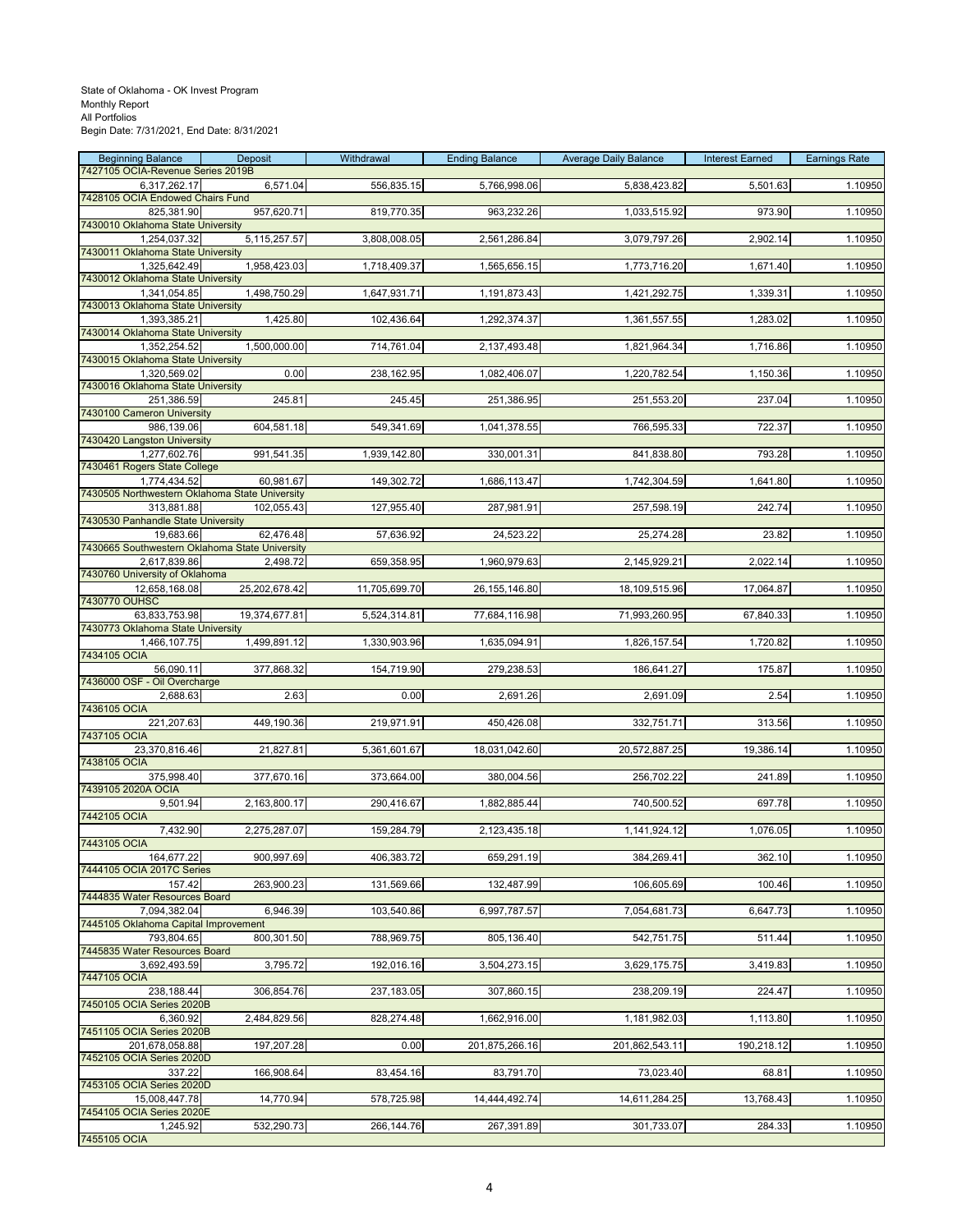State of Oklahoma - OK Invest Program
Monthly Report
All Portfolios
Begin Date: 7/31/2021, End Date: 8/31/2021

| Beginning Balance | Deposit | Withdrawal | Ending Balance | Average Daily Balance | Interest Earned | Earnings Rate |
|---|---|---|---|---|---|---|
| 7427105 OCIA-Revenue Series 2019B | | | | | | |
| 6,317,262.17 | 6,571.04 | 556,835.15 | 5,766,998.06 | 5,838,423.82 | 5,501.63 | 1.10950 |
| 7428105 OCIA Endowed Chairs Fund | | | | | | |
| 825,381.90 | 957,620.71 | 819,770.35 | 963,232.26 | 1,033,515.92 | 973.90 | 1.10950 |
| 7430010 Oklahoma State University | | | | | | |
| 1,254,037.32 | 5,115,257.57 | 3,808,008.05 | 2,561,286.84 | 3,079,797.26 | 2,902.14 | 1.10950 |
| 7430011 Oklahoma State University | | | | | | |
| 1,325,642.49 | 1,958,423.03 | 1,718,409.37 | 1,565,656.15 | 1,773,716.20 | 1,671.40 | 1.10950 |
| 7430012 Oklahoma State University | | | | | | |
| 1,341,054.85 | 1,498,750.29 | 1,647,931.71 | 1,191,873.43 | 1,421,292.75 | 1,339.31 | 1.10950 |
| 7430013 Oklahoma State University | | | | | | |
| 1,393,385.21 | 1,425.80 | 102,436.64 | 1,292,374.37 | 1,361,557.55 | 1,283.02 | 1.10950 |
| 7430014 Oklahoma State University | | | | | | |
| 1,352,254.52 | 1,500,000.00 | 714,761.04 | 2,137,493.48 | 1,821,964.34 | 1,716.86 | 1.10950 |
| 7430015 Oklahoma State University | | | | | | |
| 1,320,569.02 | 0.00 | 238,162.95 | 1,082,406.07 | 1,220,782.54 | 1,150.36 | 1.10950 |
| 7430016 Oklahoma State University | | | | | | |
| 251,386.59 | 245.81 | 245.45 | 251,386.95 | 251,553.20 | 237.04 | 1.10950 |
| 7430100 Cameron University | | | | | | |
| 986,139.06 | 604,581.18 | 549,341.69 | 1,041,378.55 | 766,595.33 | 722.37 | 1.10950 |
| 7430420 Langston University | | | | | | |
| 1,277,602.76 | 991,541.35 | 1,939,142.80 | 330,001.31 | 841,838.80 | 793.28 | 1.10950 |
| 7430461 Rogers State College | | | | | | |
| 1,774,434.52 | 60,981.67 | 149,302.72 | 1,686,113.47 | 1,742,304.59 | 1,641.80 | 1.10950 |
| 7430505 Northwestern Oklahoma State University | | | | | | |
| 313,881.88 | 102,055.43 | 127,955.40 | 287,981.91 | 257,598.19 | 242.74 | 1.10950 |
| 7430530 Panhandle State University | | | | | | |
| 19,683.66 | 62,476.48 | 57,636.92 | 24,523.22 | 25,274.28 | 23.82 | 1.10950 |
| 7430665 Southwestern Oklahoma State University | | | | | | |
| 2,617,839.86 | 2,498.72 | 659,358.95 | 1,960,979.63 | 2,145,929.21 | 2,022.14 | 1.10950 |
| 7430760 University of Oklahoma | | | | | | |
| 12,658,168.08 | 25,202,678.42 | 11,705,699.70 | 26,155,146.80 | 18,109,515.96 | 17,064.87 | 1.10950 |
| 7430770 OUHSC | | | | | | |
| 63,833,753.98 | 19,374,677.81 | 5,524,314.81 | 77,684,116.98 | 71,993,260.95 | 67,840.33 | 1.10950 |
| 7430773 Oklahoma State University | | | | | | |
| 1,466,107.75 | 1,499,891.12 | 1,330,903.96 | 1,635,094.91 | 1,826,157.54 | 1,720.82 | 1.10950 |
| 7434105 OCIA | | | | | | |
| 56,090.11 | 377,868.32 | 154,719.90 | 279,238.53 | 186,641.27 | 175.87 | 1.10950 |
| 7436000 OSF - Oil Overcharge | | | | | | |
| 2,688.63 | 2.63 | 0.00 | 2,691.26 | 2,691.09 | 2.54 | 1.10950 |
| 7436105 OCIA | | | | | | |
| 221,207.63 | 449,190.36 | 219,971.91 | 450,426.08 | 332,751.71 | 313.56 | 1.10950 |
| 7437105 OCIA | | | | | | |
| 23,370,816.46 | 21,827.81 | 5,361,601.67 | 18,031,042.60 | 20,572,887.25 | 19,386.14 | 1.10950 |
| 7438105 OCIA | | | | | | |
| 375,998.40 | 377,670.16 | 373,664.00 | 380,004.56 | 256,702.22 | 241.89 | 1.10950 |
| 7439105 2020A OCIA | | | | | | |
| 9,501.94 | 2,163,800.17 | 290,416.67 | 1,882,885.44 | 740,500.52 | 697.78 | 1.10950 |
| 7442105 OCIA | | | | | | |
| 7,432.90 | 2,275,287.07 | 159,284.79 | 2,123,435.18 | 1,141,924.12 | 1,076.05 | 1.10950 |
| 7443105 OCIA | | | | | | |
| 164,677.22 | 900,997.69 | 406,383.72 | 659,291.19 | 384,269.41 | 362.10 | 1.10950 |
| 7444105 OCIA 2017C Series | | | | | | |
| 157.42 | 263,900.23 | 131,569.66 | 132,487.99 | 106,605.69 | 100.46 | 1.10950 |
| 7444835 Water Resources Board | | | | | | |
| 7,094,382.04 | 6,946.39 | 103,540.86 | 6,997,787.57 | 7,054,681.73 | 6,647.73 | 1.10950 |
| 7445105 Oklahoma Capital Improvement | | | | | | |
| 793,804.65 | 800,301.50 | 788,969.75 | 805,136.40 | 542,751.75 | 511.44 | 1.10950 |
| 7445835 Water Resources Board | | | | | | |
| 3,692,493.59 | 3,795.72 | 192,016.16 | 3,504,273.15 | 3,629,175.75 | 3,419.83 | 1.10950 |
| 7447105 OCIA | | | | | | |
| 238,188.44 | 306,854.76 | 237,183.05 | 307,860.15 | 238,209.19 | 224.47 | 1.10950 |
| 7450105 OCIA Series 2020B | | | | | | |
| 6,360.92 | 2,484,829.56 | 828,274.48 | 1,662,916.00 | 1,181,982.03 | 1,113.80 | 1.10950 |
| 7451105 OCIA Series 2020B | | | | | | |
| 201,678,058.88 | 197,207.28 | 0.00 | 201,875,266.16 | 201,862,543.11 | 190,218.12 | 1.10950 |
| 7452105 OCIA Series 2020D | | | | | | |
| 337.22 | 166,908.64 | 83,454.16 | 83,791.70 | 73,023.40 | 68.81 | 1.10950 |
| 7453105 OCIA Series 2020D | | | | | | |
| 15,008,447.78 | 14,770.94 | 578,725.98 | 14,444,492.74 | 14,611,284.25 | 13,768.43 | 1.10950 |
| 7454105 OCIA Series 2020E | | | | | | |
| 1,245.92 | 532,290.73 | 266,144.76 | 267,391.89 | 301,733.07 | 284.33 | 1.10950 |
| 7455105 OCIA | | | | | | |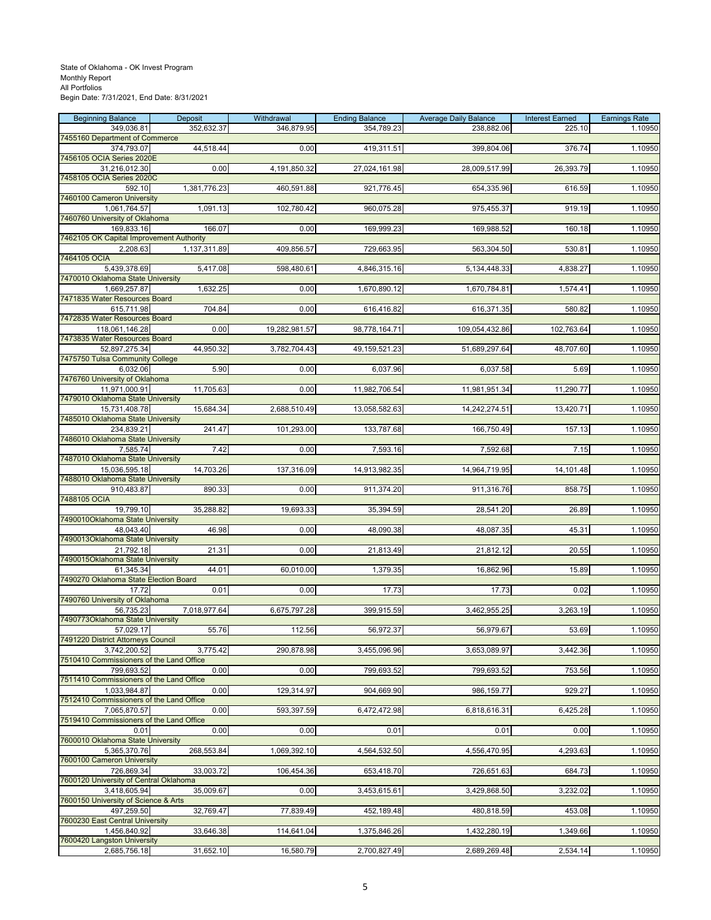State of Oklahoma - OK Invest Program
Monthly Report
All Portfolios
Begin Date: 7/31/2021, End Date: 8/31/2021

| Beginning Balance | Deposit | Withdrawal | Ending Balance | Average Daily Balance | Interest Earned | Earnings Rate |
|---|---|---|---|---|---|---|
| 349,036.81 | 352,632.37 | 346,879.95 | 354,789.23 | 238,882.06 | 225.10 | 1.10950 |
| 7455160 Department of Commerce | | | | | | |
| 374,793.07 | 44,518.44 | 0.00 | 419,311.51 | 399,804.06 | 376.74 | 1.10950 |
| 7456105 OCIA Series 2020E | | | | | | |
| 31,216,012.30 | 0.00 | 4,191,850.32 | 27,024,161.98 | 28,009,517.99 | 26,393.79 | 1.10950 |
| 7458105 OCIA Series 2020C | | | | | | |
| 592.10 | 1,381,776.23 | 460,591.88 | 921,776.45 | 654,335.96 | 616.59 | 1.10950 |
| 7460100 Cameron University | | | | | | |
| 1,061,764.57 | 1,091.13 | 102,780.42 | 960,075.28 | 975,455.37 | 919.19 | 1.10950 |
| 7460760 University of Oklahoma | | | | | | |
| 169,833.16 | 166.07 | 0.00 | 169,999.23 | 169,988.52 | 160.18 | 1.10950 |
| 7462105 OK Capital Improvement Authority | | | | | | |
| 2,208.63 | 1,137,311.89 | 409,856.57 | 729,663.95 | 563,304.50 | 530.81 | 1.10950 |
| 7464105 OCIA | | | | | | |
| 5,439,378.69 | 5,417.08 | 598,480.61 | 4,846,315.16 | 5,134,448.33 | 4,838.27 | 1.10950 |
| 7470010 Oklahoma State University | | | | | | |
| 1,669,257.87 | 1,632.25 | 0.00 | 1,670,890.12 | 1,670,784.81 | 1,574.41 | 1.10950 |
| 7471835 Water Resources Board | | | | | | |
| 615,711.98 | 704.84 | 0.00 | 616,416.82 | 616,371.35 | 580.82 | 1.10950 |
| 7472835 Water Resources Board | | | | | | |
| 118,061,146.28 | 0.00 | 19,282,981.57 | 98,778,164.71 | 109,054,432.86 | 102,763.64 | 1.10950 |
| 7473835 Water Resources Board | | | | | | |
| 52,897,275.34 | 44,950.32 | 3,782,704.43 | 49,159,521.23 | 51,689,297.64 | 48,707.60 | 1.10950 |
| 7475750 Tulsa Community College | | | | | | |
| 6,032.06 | 5.90 | 0.00 | 6,037.96 | 6,037.58 | 5.69 | 1.10950 |
| 7476760 University of Oklahoma | | | | | | |
| 11,971,000.91 | 11,705.63 | 0.00 | 11,982,706.54 | 11,981,951.34 | 11,290.77 | 1.10950 |
| 7479010 Oklahoma State University | | | | | | |
| 15,731,408.78 | 15,684.34 | 2,688,510.49 | 13,058,582.63 | 14,242,274.51 | 13,420.71 | 1.10950 |
| 7485010 Oklahoma State University | | | | | | |
| 234,839.21 | 241.47 | 101,293.00 | 133,787.68 | 166,750.49 | 157.13 | 1.10950 |
| 7486010 Oklahoma State University | | | | | | |
| 7,585.74 | 7.42 | 0.00 | 7,593.16 | 7,592.68 | 7.15 | 1.10950 |
| 7487010 Oklahoma State University | | | | | | |
| 15,036,595.18 | 14,703.26 | 137,316.09 | 14,913,982.35 | 14,964,719.95 | 14,101.48 | 1.10950 |
| 7488010 Oklahoma State University | | | | | | |
| 910,483.87 | 890.33 | 0.00 | 911,374.20 | 911,316.76 | 858.75 | 1.10950 |
| 7488105 OCIA | | | | | | |
| 19,799.10 | 35,288.82 | 19,693.33 | 35,394.59 | 28,541.20 | 26.89 | 1.10950 |
| 7490010Oklahoma State University | | | | | | |
| 48,043.40 | 46.98 | 0.00 | 48,090.38 | 48,087.35 | 45.31 | 1.10950 |
| 7490013Oklahoma State University | | | | | | |
| 21,792.18 | 21.31 | 0.00 | 21,813.49 | 21,812.12 | 20.55 | 1.10950 |
| 7490015Oklahoma State University | | | | | | |
| 61,345.34 | 44.01 | 60,010.00 | 1,379.35 | 16,862.96 | 15.89 | 1.10950 |
| 7490270 Oklahoma State Election Board | | | | | | |
| 17.72 | 0.01 | 0.00 | 17.73 | 17.73 | 0.02 | 1.10950 |
| 7490760 University of Oklahoma | | | | | | |
| 56,735.23 | 7,018,977.64 | 6,675,797.28 | 399,915.59 | 3,462,955.25 | 3,263.19 | 1.10950 |
| 7490773Oklahoma State University | | | | | | |
| 57,029.17 | 55.76 | 112.56 | 56,972.37 | 56,979.67 | 53.69 | 1.10950 |
| 7491220 District Attorneys Council | | | | | | |
| 3,742,200.52 | 3,775.42 | 290,878.98 | 3,455,096.96 | 3,653,089.97 | 3,442.36 | 1.10950 |
| 7510410 Commissioners of the Land Office | | | | | | |
| 799,693.52 | 0.00 | 0.00 | 799,693.52 | 799,693.52 | 753.56 | 1.10950 |
| 7511410 Commissioners of the Land Office | | | | | | |
| 1,033,984.87 | 0.00 | 129,314.97 | 904,669.90 | 986,159.77 | 929.27 | 1.10950 |
| 7512410 Commissioners of the Land Office | | | | | | |
| 7,065,870.57 | 0.00 | 593,397.59 | 6,472,472.98 | 6,818,616.31 | 6,425.28 | 1.10950 |
| 7519410 Commissioners of the Land Office | | | | | | |
| 0.01 | 0.00 | 0.00 | 0.01 | 0.01 | 0.00 | 1.10950 |
| 7600010 Oklahoma State University | | | | | | |
| 5,365,370.76 | 268,553.84 | 1,069,392.10 | 4,564,532.50 | 4,556,470.95 | 4,293.63 | 1.10950 |
| 7600100 Cameron University | | | | | | |
| 726,869.34 | 33,003.72 | 106,454.36 | 653,418.70 | 726,651.63 | 684.73 | 1.10950 |
| 7600120 University of Central Oklahoma | | | | | | |
| 3,418,605.94 | 35,009.67 | 0.00 | 3,453,615.61 | 3,429,868.50 | 3,232.02 | 1.10950 |
| 7600150 University of Science & Arts | | | | | | |
| 497,259.50 | 32,769.47 | 77,839.49 | 452,189.48 | 480,818.59 | 453.08 | 1.10950 |
| 7600230 East Central University | | | | | | |
| 1,456,840.92 | 33,646.38 | 114,641.04 | 1,375,846.26 | 1,432,280.19 | 1,349.66 | 1.10950 |
| 7600420 Langston University | | | | | | |
| 2,685,756.18 | 31,652.10 | 16,580.79 | 2,700,827.49 | 2,689,269.48 | 2,534.14 | 1.10950 |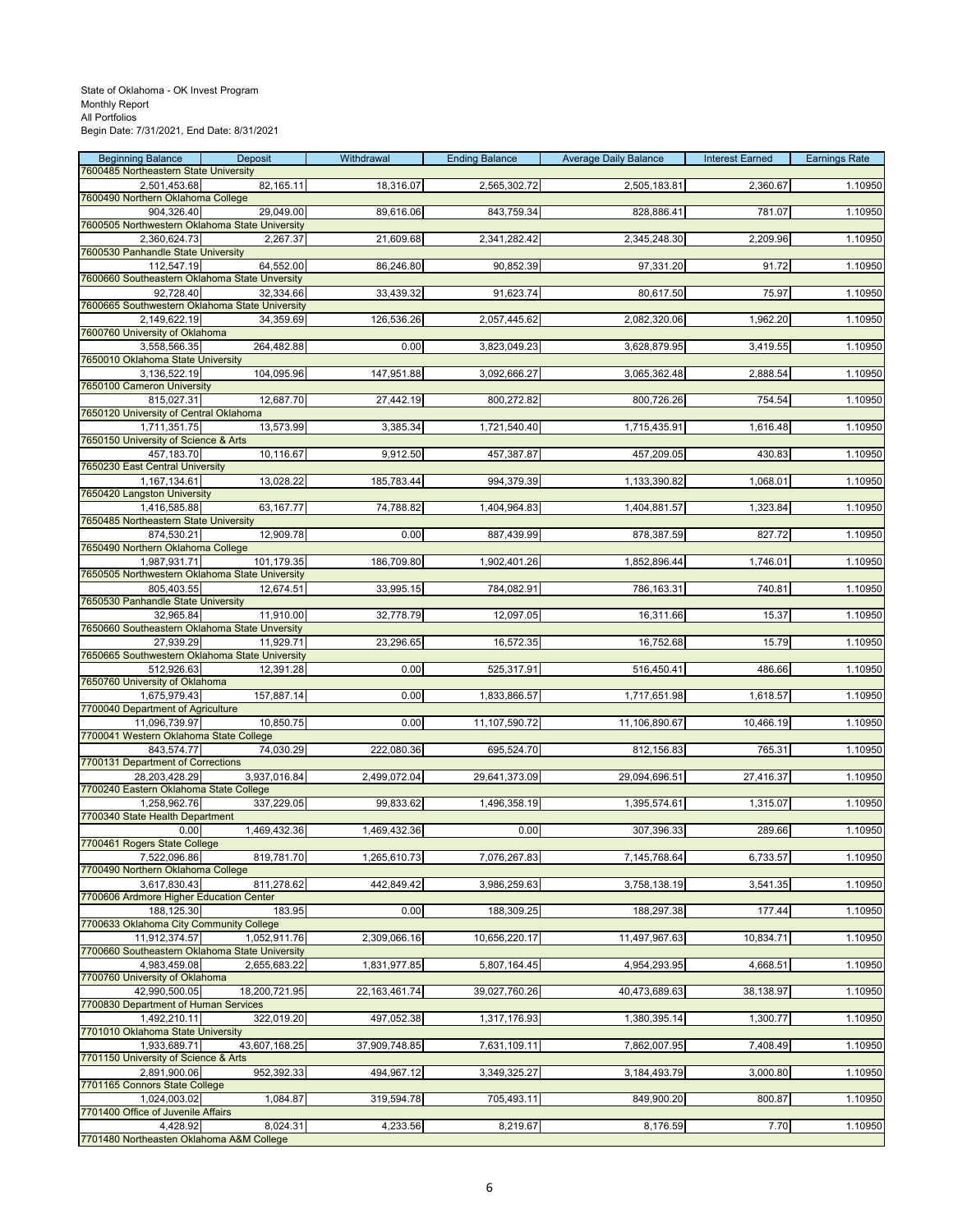State of Oklahoma - OK Invest Program
Monthly Report
All Portfolios
Begin Date: 7/31/2021, End Date: 8/31/2021

| Beginning Balance | Deposit | Withdrawal | Ending Balance | Average Daily Balance | Interest Earned | Earnings Rate |
|---|---|---|---|---|---|---|
| 7600485 Northeastern State University | | | | | | |
| 2,501,453.68 | 82,165.11 | 18,316.07 | 2,565,302.72 | 2,505,183.81 | 2,360.67 | 1.10950 |
| 7600490 Northern Oklahoma College | | | | | | |
| 904,326.40 | 29,049.00 | 89,616.06 | 843,759.34 | 828,886.41 | 781.07 | 1.10950 |
| 7600505 Northwestern Oklahoma State University | | | | | | |
| 2,360,624.73 | 2,267.37 | 21,609.68 | 2,341,282.42 | 2,345,248.30 | 2,209.96 | 1.10950 |
| 7600530 Panhandle State University | | | | | | |
| 112,547.19 | 64,552.00 | 86,246.80 | 90,852.39 | 97,331.20 | 91.72 | 1.10950 |
| 7600660 Southeastern Oklahoma State Unversity | | | | | | |
| 92,728.40 | 32,334.66 | 33,439.32 | 91,623.74 | 80,617.50 | 75.97 | 1.10950 |
| 7600665 Southwestern Oklahoma State University | | | | | | |
| 2,149,622.19 | 34,359.69 | 126,536.26 | 2,057,445.62 | 2,082,320.06 | 1,962.20 | 1.10950 |
| 7600760 University of Oklahoma | | | | | | |
| 3,558,566.35 | 264,482.88 | 0.00 | 3,823,049.23 | 3,628,879.95 | 3,419.55 | 1.10950 |
| 7650010 Oklahoma State University | | | | | | |
| 3,136,522.19 | 104,095.96 | 147,951.88 | 3,092,666.27 | 3,065,362.48 | 2,888.54 | 1.10950 |
| 7650100 Cameron University | | | | | | |
| 815,027.31 | 12,687.70 | 27,442.19 | 800,272.82 | 800,726.26 | 754.54 | 1.10950 |
| 7650120 University of Central Oklahoma | | | | | | |
| 1,711,351.75 | 13,573.99 | 3,385.34 | 1,721,540.40 | 1,715,435.91 | 1,616.48 | 1.10950 |
| 7650150 University of Science & Arts | | | | | | |
| 457,183.70 | 10,116.67 | 9,912.50 | 457,387.87 | 457,209.05 | 430.83 | 1.10950 |
| 7650230 East Central University | | | | | | |
| 1,167,134.61 | 13,028.22 | 185,783.44 | 994,379.39 | 1,133,390.82 | 1,068.01 | 1.10950 |
| 7650420 Langston University | | | | | | |
| 1,416,585.88 | 63,167.77 | 74,788.82 | 1,404,964.83 | 1,404,881.57 | 1,323.84 | 1.10950 |
| 7650485 Northeastern State University | | | | | | |
| 874,530.21 | 12,909.78 | 0.00 | 887,439.99 | 878,387.59 | 827.72 | 1.10950 |
| 7650490 Northern Oklahoma College | | | | | | |
| 1,987,931.71 | 101,179.35 | 186,709.80 | 1,902,401.26 | 1,852,896.44 | 1,746.01 | 1.10950 |
| 7650505 Northwestern Oklahoma State University | | | | | | |
| 805,403.55 | 12,674.51 | 33,995.15 | 784,082.91 | 786,163.31 | 740.81 | 1.10950 |
| 7650530 Panhandle State University | | | | | | |
| 32,965.84 | 11,910.00 | 32,778.79 | 12,097.05 | 16,311.66 | 15.37 | 1.10950 |
| 7650660 Southeastern Oklahoma State Unversity | | | | | | |
| 27,939.29 | 11,929.71 | 23,296.65 | 16,572.35 | 16,752.68 | 15.79 | 1.10950 |
| 7650665 Southwestern Oklahoma State University | | | | | | |
| 512,926.63 | 12,391.28 | 0.00 | 525,317.91 | 516,450.41 | 486.66 | 1.10950 |
| 7650760 University of Oklahoma | | | | | | |
| 1,675,979.43 | 157,887.14 | 0.00 | 1,833,866.57 | 1,717,651.98 | 1,618.57 | 1.10950 |
| 7700040 Department of Agriculture | | | | | | |
| 11,096,739.97 | 10,850.75 | 0.00 | 11,107,590.72 | 11,106,890.67 | 10,466.19 | 1.10950 |
| 7700041 Western Oklahoma State College | | | | | | |
| 843,574.77 | 74,030.29 | 222,080.36 | 695,524.70 | 812,156.83 | 765.31 | 1.10950 |
| 7700131 Department of Corrections | | | | | | |
| 28,203,428.29 | 3,937,016.84 | 2,499,072.04 | 29,641,373.09 | 29,094,696.51 | 27,416.37 | 1.10950 |
| 7700240 Eastern Oklahoma State College | | | | | | |
| 1,258,962.76 | 337,229.05 | 99,833.62 | 1,496,358.19 | 1,395,574.61 | 1,315.07 | 1.10950 |
| 7700340 State Health Department | | | | | | |
| 0.00 | 1,469,432.36 | 1,469,432.36 | 0.00 | 307,396.33 | 289.66 | 1.10950 |
| 7700461 Rogers State College | | | | | | |
| 7,522,096.86 | 819,781.70 | 1,265,610.73 | 7,076,267.83 | 7,145,768.64 | 6,733.57 | 1.10950 |
| 7700490 Northern Oklahoma College | | | | | | |
| 3,617,830.43 | 811,278.62 | 442,849.42 | 3,986,259.63 | 3,758,138.19 | 3,541.35 | 1.10950 |
| 7700606 Ardmore Higher Education Center | | | | | | |
| 188,125.30 | 183.95 | 0.00 | 188,309.25 | 188,297.38 | 177.44 | 1.10950 |
| 7700633 Oklahoma City Community College | | | | | | |
| 11,912,374.57 | 1,052,911.76 | 2,309,066.16 | 10,656,220.17 | 11,497,967.63 | 10,834.71 | 1.10950 |
| 7700660 Southeastern Oklahoma State University | | | | | | |
| 4,983,459.08 | 2,655,683.22 | 1,831,977.85 | 5,807,164.45 | 4,954,293.95 | 4,668.51 | 1.10950 |
| 7700760 University of Oklahoma | | | | | | |
| 42,990,500.05 | 18,200,721.95 | 22,163,461.74 | 39,027,760.26 | 40,473,689.63 | 38,138.97 | 1.10950 |
| 7700830 Department of Human Services | | | | | | |
| 1,492,210.11 | 322,019.20 | 497,052.38 | 1,317,176.93 | 1,380,395.14 | 1,300.77 | 1.10950 |
| 7701010 Oklahoma State University | | | | | | |
| 1,933,689.71 | 43,607,168.25 | 37,909,748.85 | 7,631,109.11 | 7,862,007.95 | 7,408.49 | 1.10950 |
| 7701150 University of Science & Arts | | | | | | |
| 2,891,900.06 | 952,392.33 | 494,967.12 | 3,349,325.27 | 3,184,493.79 | 3,000.80 | 1.10950 |
| 7701165 Connors State College | | | | | | |
| 1,024,003.02 | 1,084.87 | 319,594.78 | 705,493.11 | 849,900.20 | 800.87 | 1.10950 |
| 7701400 Office of Juvenile Affairs | | | | | | |
| 4,428.92 | 8,024.31 | 4,233.56 | 8,219.67 | 8,176.59 | 7.70 | 1.10950 |
| 7701480 Northeasten Oklahoma A&M College | | | | | | |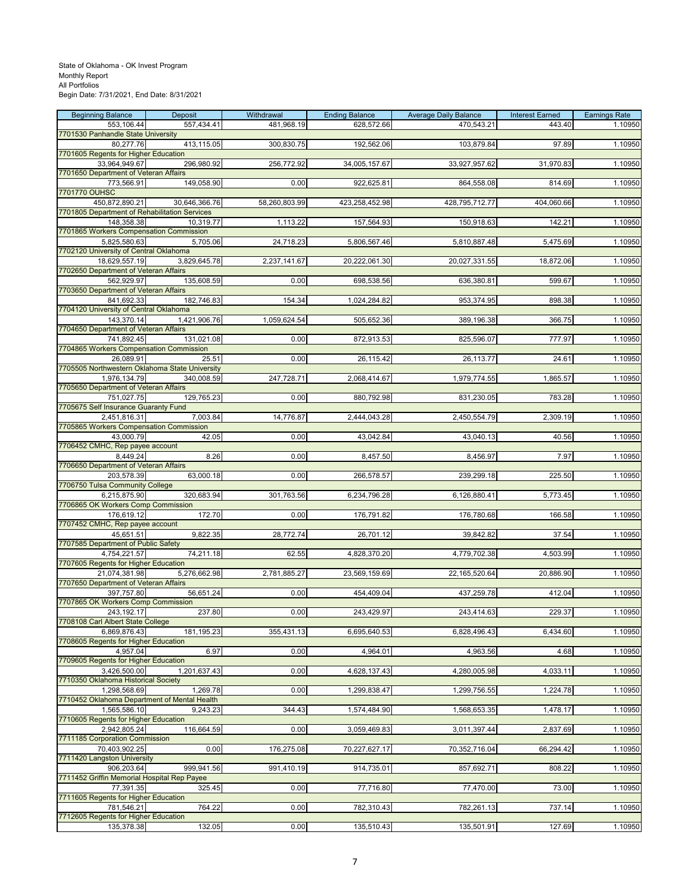State of Oklahoma - OK Invest Program
Monthly Report
All Portfolios
Begin Date: 7/31/2021, End Date: 8/31/2021

| Beginning Balance | Deposit | Withdrawal | Ending Balance | Average Daily Balance | Interest Earned | Earnings Rate |
|---|---|---|---|---|---|---|
| 553,106.44 | 557,434.41 | 481,968.19 | 628,572.66 | 470,543.21 | 443.40 | 1.10950 |
| 7701530 Panhandle State University | | | | | | |
| 80,277.76 | 413,115.05 | 300,830.75 | 192,562.06 | 103,879.84 | 97.89 | 1.10950 |
| 7701605 Regents for Higher Education | | | | | | |
| 33,964,949.67 | 296,980.92 | 256,772.92 | 34,005,157.67 | 33,927,957.62 | 31,970.83 | 1.10950 |
| 7701650 Department of Veteran Affairs | | | | | | |
| 773,566.91 | 149,058.90 | 0.00 | 922,625.81 | 864,558.08 | 814.69 | 1.10950 |
| 7701770 OUHSC | | | | | | |
| 450,872,890.21 | 30,646,366.76 | 58,260,803.99 | 423,258,452.98 | 428,795,712.77 | 404,060.66 | 1.10950 |
| 7701805 Department of Rehabilitation Services | | | | | | |
| 148,358.38 | 10,319.77 | 1,113.22 | 157,564.93 | 150,918.63 | 142.21 | 1.10950 |
| 7701865 Workers Compensation Commission | | | | | | |
| 5,825,580.63 | 5,705.06 | 24,718.23 | 5,806,567.46 | 5,810,887.48 | 5,475.69 | 1.10950 |
| 7702120 University of Central Oklahoma | | | | | | |
| 18,629,557.19 | 3,829,645.78 | 2,237,141.67 | 20,222,061.30 | 20,027,331.55 | 18,872.06 | 1.10950 |
| 7702650 Department of Veteran Affairs | | | | | | |
| 562,929.97 | 135,608.59 | 0.00 | 698,538.56 | 636,380.81 | 599.67 | 1.10950 |
| 7703650 Department of Veteran Affairs | | | | | | |
| 841,692.33 | 182,746.83 | 154.34 | 1,024,284.82 | 953,374.95 | 898.38 | 1.10950 |
| 7704120 University of Central Oklahoma | | | | | | |
| 143,370.14 | 1,421,906.76 | 1,059,624.54 | 505,652.36 | 389,196.38 | 366.75 | 1.10950 |
| 7704650 Department of Veteran Affairs | | | | | | |
| 741,892.45 | 131,021.08 | 0.00 | 872,913.53 | 825,596.07 | 777.97 | 1.10950 |
| 7704865 Workers Compensation Commission | | | | | | |
| 26,089.91 | 25.51 | 0.00 | 26,115.42 | 26,113.77 | 24.61 | 1.10950 |
| 7705505 Northwestern Oklahoma State University | | | | | | |
| 1,976,134.79 | 340,008.59 | 247,728.71 | 2,068,414.67 | 1,979,774.55 | 1,865.57 | 1.10950 |
| 7705650 Department of Veteran Affairs | | | | | | |
| 751,027.75 | 129,765.23 | 0.00 | 880,792.98 | 831,230.05 | 783.28 | 1.10950 |
| 7705675 Self Insurance Guaranty Fund | | | | | | |
| 2,451,816.31 | 7,003.84 | 14,776.87 | 2,444,043.28 | 2,450,554.79 | 2,309.19 | 1.10950 |
| 7705865 Workers Compensation Commission | | | | | | |
| 43,000.79 | 42.05 | 0.00 | 43,042.84 | 43,040.13 | 40.56 | 1.10950 |
| 7706452 CMHC, Rep payee account | | | | | | |
| 8,449.24 | 8.26 | 0.00 | 8,457.50 | 8,456.97 | 7.97 | 1.10950 |
| 7706650 Department of Veteran Affairs | | | | | | |
| 203,578.39 | 63,000.18 | 0.00 | 266,578.57 | 239,299.18 | 225.50 | 1.10950 |
| 7706750 Tulsa Community College | | | | | | |
| 6,215,875.90 | 320,683.94 | 301,763.56 | 6,234,796.28 | 6,126,880.41 | 5,773.45 | 1.10950 |
| 7706865 OK Workers Comp Commission | | | | | | |
| 176,619.12 | 172.70 | 0.00 | 176,791.82 | 176,780.68 | 166.58 | 1.10950 |
| 7707452 CMHC, Rep payee account | | | | | | |
| 45,651.51 | 9,822.35 | 28,772.74 | 26,701.12 | 39,842.82 | 37.54 | 1.10950 |
| 7707585 Department of Public Safety | | | | | | |
| 4,754,221.57 | 74,211.18 | 62.55 | 4,828,370.20 | 4,779,702.38 | 4,503.99 | 1.10950 |
| 7707605 Regents for Higher Education | | | | | | |
| 21,074,381.98 | 5,276,662.98 | 2,781,885.27 | 23,569,159.69 | 22,165,520.64 | 20,886.90 | 1.10950 |
| 7707650 Department of Veteran Affairs | | | | | | |
| 397,757.80 | 56,651.24 | 0.00 | 454,409.04 | 437,259.78 | 412.04 | 1.10950 |
| 7707865 OK Workers Comp Commission | | | | | | |
| 243,192.17 | 237.80 | 0.00 | 243,429.97 | 243,414.63 | 229.37 | 1.10950 |
| 7708108 Carl Albert State College | | | | | | |
| 6,869,876.43 | 181,195.23 | 355,431.13 | 6,695,640.53 | 6,828,496.43 | 6,434.60 | 1.10950 |
| 7708605 Regents for Higher Education | | | | | | |
| 4,957.04 | 6.97 | 0.00 | 4,964.01 | 4,963.56 | 4.68 | 1.10950 |
| 7709605 Regents for Higher Education | | | | | | |
| 3,426,500.00 | 1,201,637.43 | 0.00 | 4,628,137.43 | 4,280,005.98 | 4,033.11 | 1.10950 |
| 7710350 Oklahoma Historical Society | | | | | | |
| 1,298,568.69 | 1,269.78 | 0.00 | 1,299,838.47 | 1,299,756.55 | 1,224.78 | 1.10950 |
| 7710452 Oklahoma Department of Mental Health | | | | | | |
| 1,565,586.10 | 9,243.23 | 344.43 | 1,574,484.90 | 1,568,653.35 | 1,478.17 | 1.10950 |
| 7710605 Regents for Higher Education | | | | | | |
| 2,942,805.24 | 116,664.59 | 0.00 | 3,059,469.83 | 3,011,397.44 | 2,837.69 | 1.10950 |
| 7711185 Corporation Commission | | | | | | |
| 70,403,902.25 | 0.00 | 176,275.08 | 70,227,627.17 | 70,352,716.04 | 66,294.42 | 1.10950 |
| 7711420 Langston University | | | | | | |
| 906,203.64 | 999,941.56 | 991,410.19 | 914,735.01 | 857,692.71 | 808.22 | 1.10950 |
| 7711452 Griffin Memorial Hospital Rep Payee | | | | | | |
| 77,391.35 | 325.45 | 0.00 | 77,716.80 | 77,470.00 | 73.00 | 1.10950 |
| 7711605 Regents for Higher Education | | | | | | |
| 781,546.21 | 764.22 | 0.00 | 782,310.43 | 782,261.13 | 737.14 | 1.10950 |
| 7712605 Regents for Higher Education | | | | | | |
| 135,378.38 | 132.05 | 0.00 | 135,510.43 | 135,501.91 | 127.69 | 1.10950 |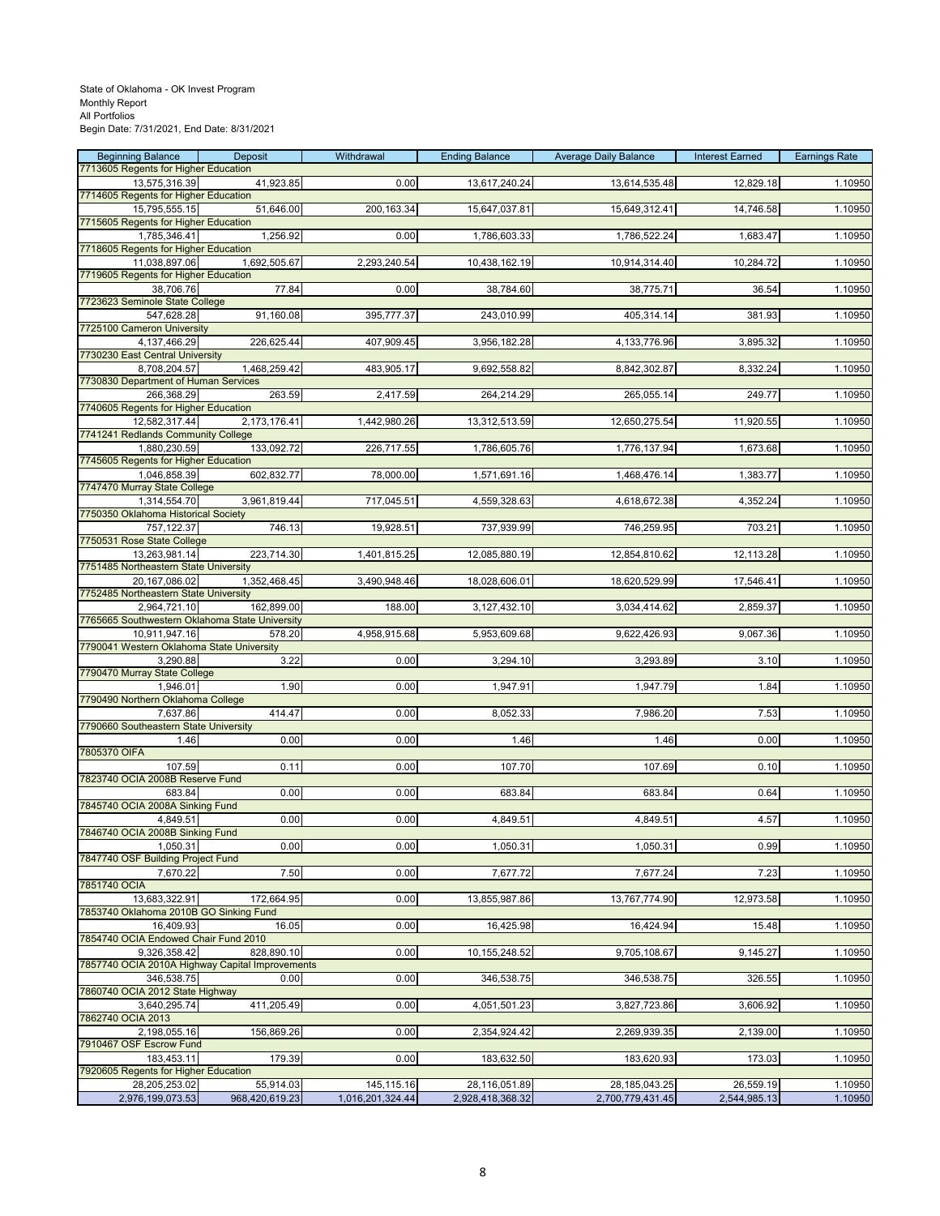State of Oklahoma - OK Invest Program
Monthly Report
All Portfolios
Begin Date: 7/31/2021, End Date: 8/31/2021

| Beginning Balance | Deposit | Withdrawal | Ending Balance | Average Daily Balance | Interest Earned | Earnings Rate |
|---|---|---|---|---|---|---|
| 7713605 Regents for Higher Education | | | | | | |
| 13,575,316.39 | 41,923.85 | 0.00 | 13,617,240.24 | 13,614,535.48 | 12,829.18 | 1.10950 |
| 7714605 Regents for Higher Education | | | | | | |
| 15,795,555.15 | 51,646.00 | 200,163.34 | 15,647,037.81 | 15,649,312.41 | 14,746.58 | 1.10950 |
| 7715605 Regents for Higher Education | | | | | | |
| 1,785,346.41 | 1,256.92 | 0.00 | 1,786,603.33 | 1,786,522.24 | 1,683.47 | 1.10950 |
| 7718605 Regents for Higher Education | | | | | | |
| 11,038,897.06 | 1,692,505.67 | 2,293,240.54 | 10,438,162.19 | 10,914,314.40 | 10,284.72 | 1.10950 |
| 7719605 Regents for Higher Education | | | | | | |
| 38,706.76 | 77.84 | 0.00 | 38,784.60 | 38,775.71 | 36.54 | 1.10950 |
| 7723623 Seminole State College | | | | | | |
| 547,628.28 | 91,160.08 | 395,777.37 | 243,010.99 | 405,314.14 | 381.93 | 1.10950 |
| 7725100 Cameron University | | | | | | |
| 4,137,466.29 | 226,625.44 | 407,909.45 | 3,956,182.28 | 4,133,776.96 | 3,895.32 | 1.10950 |
| 7730230 East Central University | | | | | | |
| 8,708,204.57 | 1,468,259.42 | 483,905.17 | 9,692,558.82 | 8,842,302.87 | 8,332.24 | 1.10950 |
| 7730830 Department of Human Services | | | | | | |
| 266,368.29 | 263.59 | 2,417.59 | 264,214.29 | 265,055.14 | 249.77 | 1.10950 |
| 7740605 Regents for Higher Education | | | | | | |
| 12,582,317.44 | 2,173,176.41 | 1,442,980.26 | 13,312,513.59 | 12,650,275.54 | 11,920.55 | 1.10950 |
| 7741241 Redlands Community College | | | | | | |
| 1,880,230.59 | 133,092.72 | 226,717.55 | 1,786,605.76 | 1,776,137.94 | 1,673.68 | 1.10950 |
| 7745605 Regents for Higher Education | | | | | | |
| 1,046,858.39 | 602,832.77 | 78,000.00 | 1,571,691.16 | 1,468,476.14 | 1,383.77 | 1.10950 |
| 7747470 Murray State College | | | | | | |
| 1,314,554.70 | 3,961,819.44 | 717,045.51 | 4,559,328.63 | 4,618,672.38 | 4,352.24 | 1.10950 |
| 7750350 Oklahoma Historical Society | | | | | | |
| 757,122.37 | 746.13 | 19,928.51 | 737,939.99 | 746,259.95 | 703.21 | 1.10950 |
| 7750531 Rose State College | | | | | | |
| 13,263,981.14 | 223,714.30 | 1,401,815.25 | 12,085,880.19 | 12,854,810.62 | 12,113.28 | 1.10950 |
| 7751485 Northeastern State University | | | | | | |
| 20,167,086.02 | 1,352,468.45 | 3,490,948.46 | 18,028,606.01 | 18,620,529.99 | 17,546.41 | 1.10950 |
| 7752485 Northeastern State University | | | | | | |
| 2,964,721.10 | 162,899.00 | 188.00 | 3,127,432.10 | 3,034,414.62 | 2,859.37 | 1.10950 |
| 7765665 Southwestern Oklahoma State University | | | | | | |
| 10,911,947.16 | 578.20 | 4,958,915.68 | 5,953,609.68 | 9,622,426.93 | 9,067.36 | 1.10950 |
| 7790041 Western Oklahoma State University | | | | | | |
| 3,290.88 | 3.22 | 0.00 | 3,294.10 | 3,293.89 | 3.10 | 1.10950 |
| 7790470 Murray State College | | | | | | |
| 1,946.01 | 1.90 | 0.00 | 1,947.91 | 1,947.79 | 1.84 | 1.10950 |
| 7790490 Northern Oklahoma College | | | | | | |
| 7,637.86 | 414.47 | 0.00 | 8,052.33 | 7,986.20 | 7.53 | 1.10950 |
| 7790660 Southeastern State University | | | | | | |
| 1.46 | 0.00 | 0.00 | 1.46 | 1.46 | 0.00 | 1.10950 |
| 7805370 OIFA | | | | | | |
| 107.59 | 0.11 | 0.00 | 107.70 | 107.69 | 0.10 | 1.10950 |
| 7823740 OCIA 2008B Reserve Fund | | | | | | |
| 683.84 | 0.00 | 0.00 | 683.84 | 683.84 | 0.64 | 1.10950 |
| 7845740 OCIA 2008A Sinking Fund | | | | | | |
| 4,849.51 | 0.00 | 0.00 | 4,849.51 | 4,849.51 | 4.57 | 1.10950 |
| 7846740 OCIA 2008B Sinking Fund | | | | | | |
| 1,050.31 | 0.00 | 0.00 | 1,050.31 | 1,050.31 | 0.99 | 1.10950 |
| 7847740 OSF Building Project Fund | | | | | | |
| 7,670.22 | 7.50 | 0.00 | 7,677.72 | 7,677.24 | 7.23 | 1.10950 |
| 7851740 OCIA | | | | | | |
| 13,683,322.91 | 172,664.95 | 0.00 | 13,855,987.86 | 13,767,774.90 | 12,973.58 | 1.10950 |
| 7853740 Oklahoma 2010B GO Sinking Fund | | | | | | |
| 16,409.93 | 16.05 | 0.00 | 16,425.98 | 16,424.94 | 15.48 | 1.10950 |
| 7854740 OCIA Endowed Chair Fund 2010 | | | | | | |
| 9,326,358.42 | 828,890.10 | 0.00 | 10,155,248.52 | 9,705,108.67 | 9,145.27 | 1.10950 |
| 7857740 OCIA 2010A Highway Capital Improvements | | | | | | |
| 346,538.75 | 0.00 | 0.00 | 346,538.75 | 346,538.75 | 326.55 | 1.10950 |
| 7860740 OCIA 2012 State Highway | | | | | | |
| 3,640,295.74 | 411,205.49 | 0.00 | 4,051,501.23 | 3,827,723.86 | 3,606.92 | 1.10950 |
| 7862740 OCIA 2013 | | | | | | |
| 2,198,055.16 | 156,869.26 | 0.00 | 2,354,924.42 | 2,269,939.35 | 2,139.00 | 1.10950 |
| 7910467 OSF Escrow Fund | | | | | | |
| 183,453.11 | 179.39 | 0.00 | 183,632.50 | 183,620.93 | 173.03 | 1.10950 |
| 7920605 Regents for Higher Education | | | | | | |
| 28,205,253.02 | 55,914.03 | 145,115.16 | 28,116,051.89 | 28,185,043.25 | 26,559.19 | 1.10950 |
| 2,976,199,073.53 | 968,420,619.23 | 1,016,201,324.44 | 2,928,418,368.32 | 2,700,779,431.45 | 2,544,985.13 | 1.10950 |